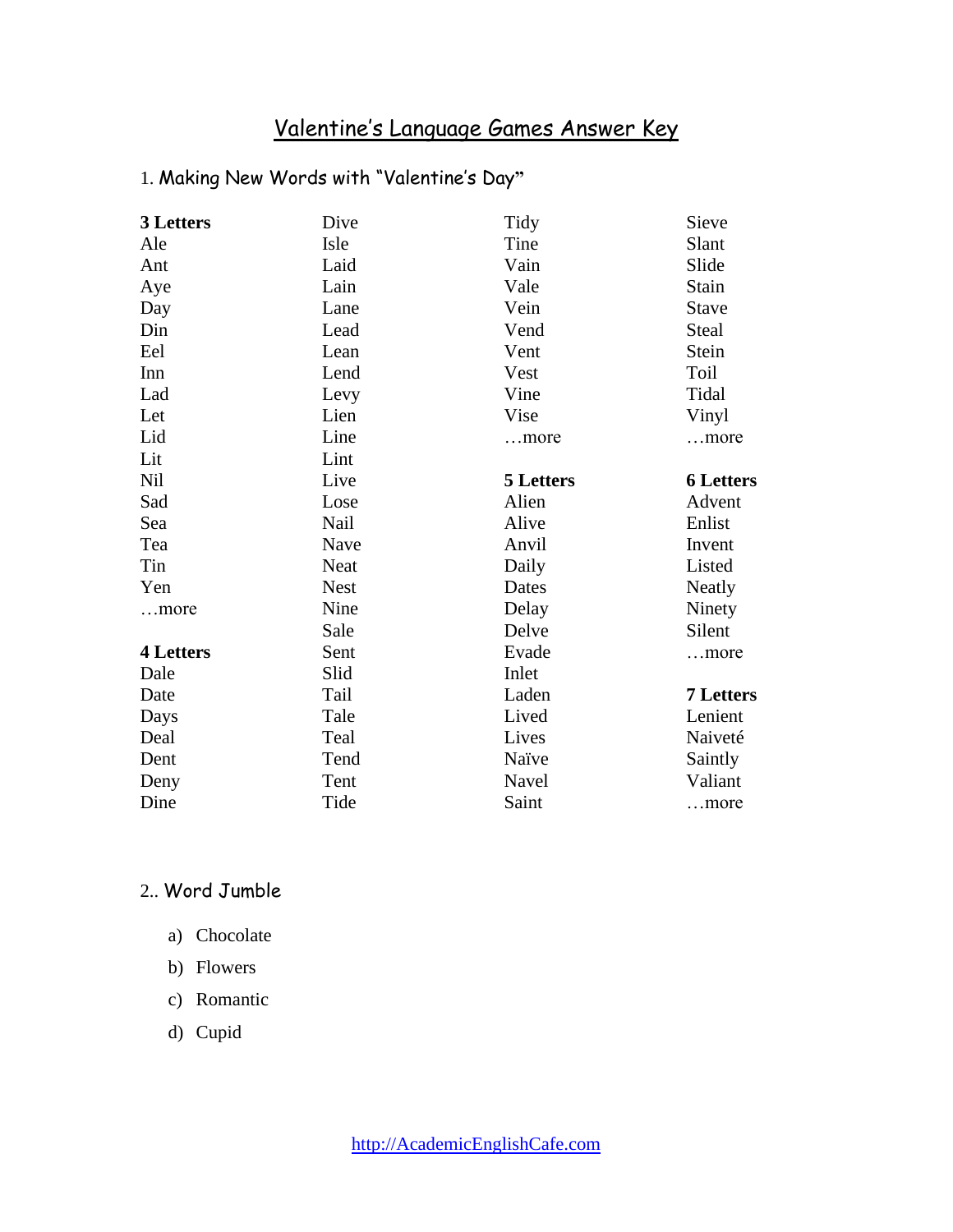# Valentine's Language Games Answer Key

1. Making New Words with "Valentine's Day"

**3 Letters**

Ale
Ant
Aye
Day
Din
Eel
Inn
Lad
Let
Lid
Lit
Nil
Sad
Sea
Tea
Tin
Yen
…more

**4 Letters**

Dale
Date
Days
Deal
Dent
Deny
Dine
Dive
Isle
Laid
Lain
Lane
Lead
Lean
Lend
Levy
Lien
Line
Lint
Live
Lose
Nail
Nave
Neat
Nest
Nine
Sale
Sent
Slid
Tail
Tale
Teal
Tend
Tent
Tide
Tidy
Tine
Vain
Vale
Vein
Vend
Vent
Vest
Vine
Vise
…more

**5 Letters**

Alien
Alive
Anvil
Daily
Dates
Delay
Delve
Evade
Inlet
Laden
Lived
Lives
Naïve
Navel
Saint
Sieve
Slant
Slide
Stain
Stave
Steal
Stein
Toil
Tidal
Vinyl
…more

**6 Letters**

Advent
Enlist
Invent
Listed
Neatly
Ninety
Silent
…more

**7 Letters**

Lenient
Naiveté
Saintly
Valiant
…more

2.. Word Jumble

a) Chocolate
b) Flowers
c) Romantic
d) Cupid

http://AcademicEnglishCafe.com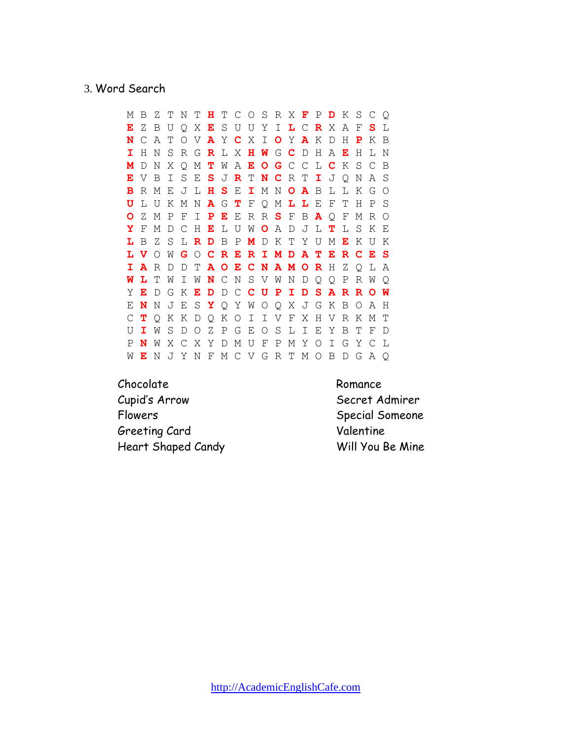3. Word Search

```
M B Z T N T H T C O S R X F P D K S C Q
E Z B U Q X E S U U Y I L C R X A F S L
N C A T O V A Y C X I O Y A K D H P K B
I H N S R G R L X H W G C D H A E H L N
M D N X Q M T W A E O G C C L C K S C B
E V B I S E S J R T N C R T I J Q N A S
B R M E J L H S E I M N O A B L L K G O
U L U K M N A G T F Q M L L E F T H P S
O Z M P F I P E E R R S F B A Q F M R O
Y F M D C H E L U W O A D J L T L S K E
L B Z S L R D B P M D K T Y U M E K U K
L V O W G O C R E R I M D A T E R C E S
I A R D D T A O E C N A M O R H Z Q L A
W L T W I W N C N S V W N D Q Q P R W Q
Y E D G K E D D C C U P I D S A R R O W
E N N J E S Y Q Y W O Q X J G K B O A H
C T Q K K D Q K O I I V F X H V R K M T
U I W S D O Z P G E O S L I E Y B T F D
P N W X C X Y D M U F P M Y O I G Y C L
W E N J Y N F M C V G R T M O B D G A Q
```

Chocolate
Cupid's Arrow
Flowers
Greeting Card
Heart Shaped Candy
Romance
Secret Admirer
Special Someone
Valentine
Will You Be Mine

http://AcademicEnglishCafe.com